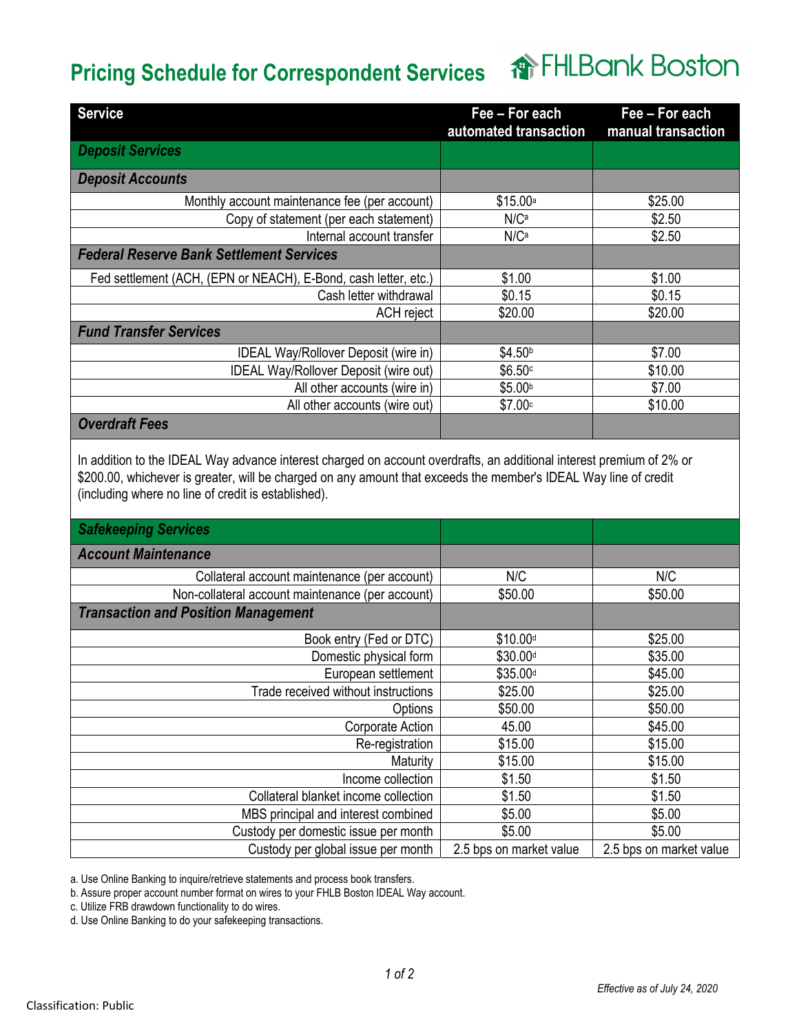# Pricing Schedule for Correspondent Services

FHLBank Boston

| Service | Fee – For each automated transaction | Fee – For each manual transaction |
|---|---|---|
| ***Deposit Services*** | | |
| ***Deposit Accounts*** | | |
| Monthly account maintenance fee (per account) | $15.00[a] | $25.00 |
| Copy of statement (per each statement) | N/C[a] | $2.50 |
| Internal account transfer | N/C[a] | $2.50 |
| ***Federal Reserve Bank Settlement Services*** | | |
| Fed settlement (ACH, (EPN or NEACH), E-Bond, cash letter, etc.) | $1.00 | $1.00 |
| Cash letter withdrawal | $0.15 | $0.15 |
| ACH reject | $20.00 | $20.00 |
| ***Fund Transfer Services*** | | |
| IDEAL Way/Rollover Deposit (wire in) | $4.50[b] | $7.00 |
| IDEAL Way/Rollover Deposit (wire out) | $6.50[c] | $10.00 |
| All other accounts (wire in) | $5.00[b] | $7.00 |
| All other accounts (wire out) | $7.00[c] | $10.00 |
| ***Overdraft Fees*** | | |
| In addition to the IDEAL Way advance interest charged on account overdrafts, an additional interest premium of 2% or $200.00, whichever is greater, will be charged on any amount that exceeds the member's IDEAL Way line of credit (including where no line of credit is established). | | |
| ***Safekeeping Services*** | | |
| ***Account Maintenance*** | | |
| Collateral account maintenance (per account) | N/C | N/C |
| Non-collateral account maintenance (per account) | $50.00 | $50.00 |
| ***Transaction and Position Management*** | | |
| Book entry (Fed or DTC) | $10.00[d] | $25.00 |
| Domestic physical form | $30.00[d] | $35.00 |
| European settlement | $35.00[d] | $45.00 |
| Trade received without instructions | $25.00 | $25.00 |
| Options | $50.00 | $50.00 |
| Corporate Action | 45.00 | $45.00 |
| Re-registration | $15.00 | $15.00 |
| Maturity | $15.00 | $15.00 |
| Income collection | $1.50 | $1.50 |
| Collateral blanket income collection | $1.50 | $1.50 |
| MBS principal and interest combined | $5.00 | $5.00 |
| Custody per domestic issue per month | $5.00 | $5.00 |
| Custody per global issue per month | 2.5 bps on market value | 2.5 bps on market value |

a. Use Online Banking to inquire/retrieve statements and process book transfers.
b. Assure proper account number format on wires to your FHLB Boston IDEAL Way account.
c. Utilize FRB drawdown functionality to do wires.
d. Use Online Banking to do your safekeeping transactions.

*Effective as of July 24, 2020*

Classification: Public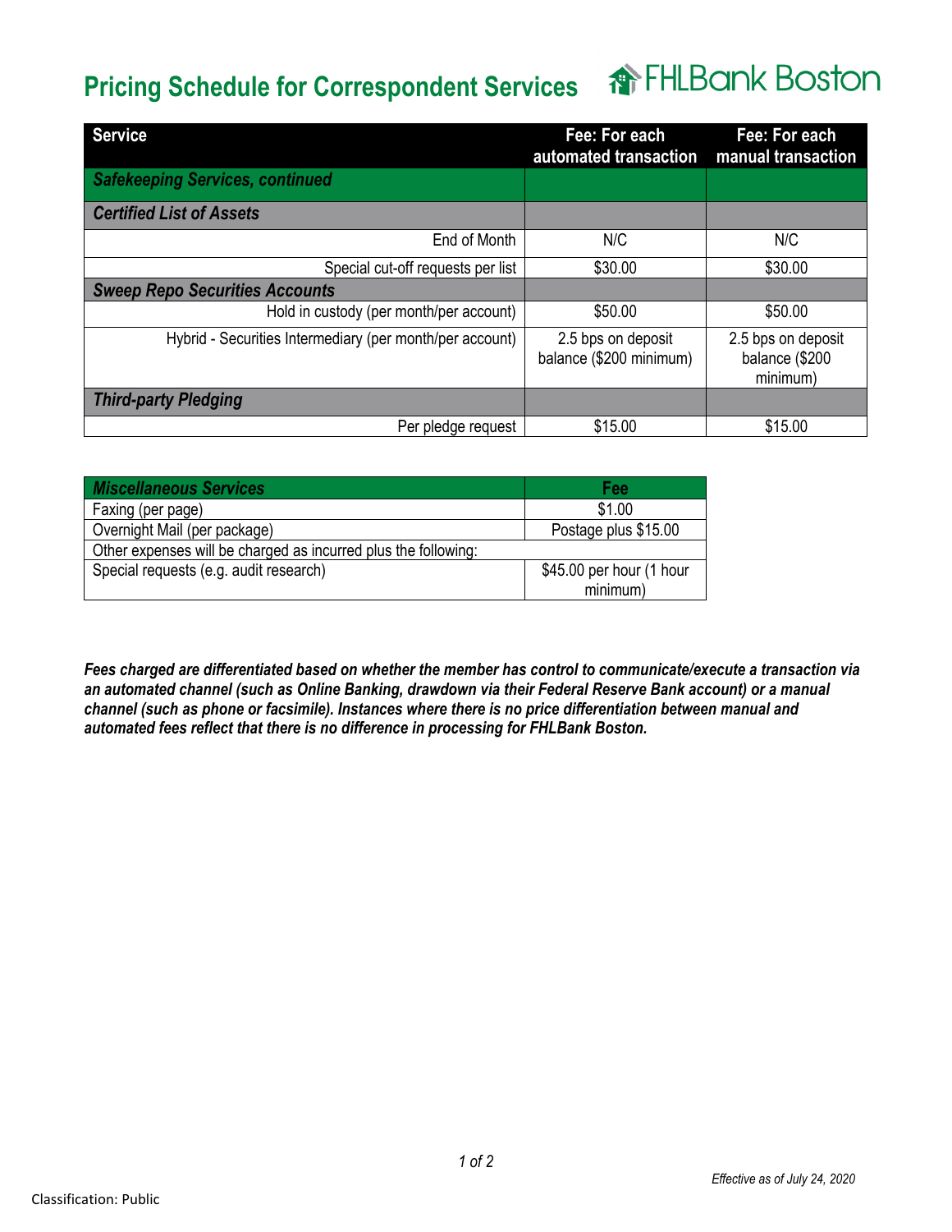# Pricing Schedule for Correspondent Services

| Service | Fee: For each automated transaction | Fee: For each manual transaction |
|---|---|---|
| ***Safekeeping Services, continued*** | | |
| ***Certified List of Assets*** | | |
| End of Month | N/C | N/C |
| Special cut-off requests per list | $30.00 | $30.00 |
| ***Sweep Repo Securities Accounts*** | | |
| Hold in custody (per month/per account) | $50.00 | $50.00 |
| Hybrid - Securities Intermediary (per month/per account) | 2.5 bps on deposit balance ($200 minimum) | 2.5 bps on deposit balance ($200 minimum) |
| ***Third-party Pledging*** | | |
| Per pledge request | $15.00 | $15.00 |

| *Miscellaneous Services* | Fee |
|---|---|
| Faxing (per page) | $1.00 |
| Overnight Mail (per package) | Postage plus $15.00 |
| Other expenses will be charged as incurred plus the following: | |
| Special requests (e.g. audit research) | $45.00 per hour (1 hour minimum) |

***Fees charged are differentiated based on whether the member has control to communicate/execute a transaction via an automated channel (such as Online Banking, drawdown via their Federal Reserve Bank account) or a manual channel (such as phone or facsimile). Instances where there is no price differentiation between manual and automated fees reflect that there is no difference in processing for FHLBank Boston.***

*Effective as of July 24, 2020*

Classification: Public